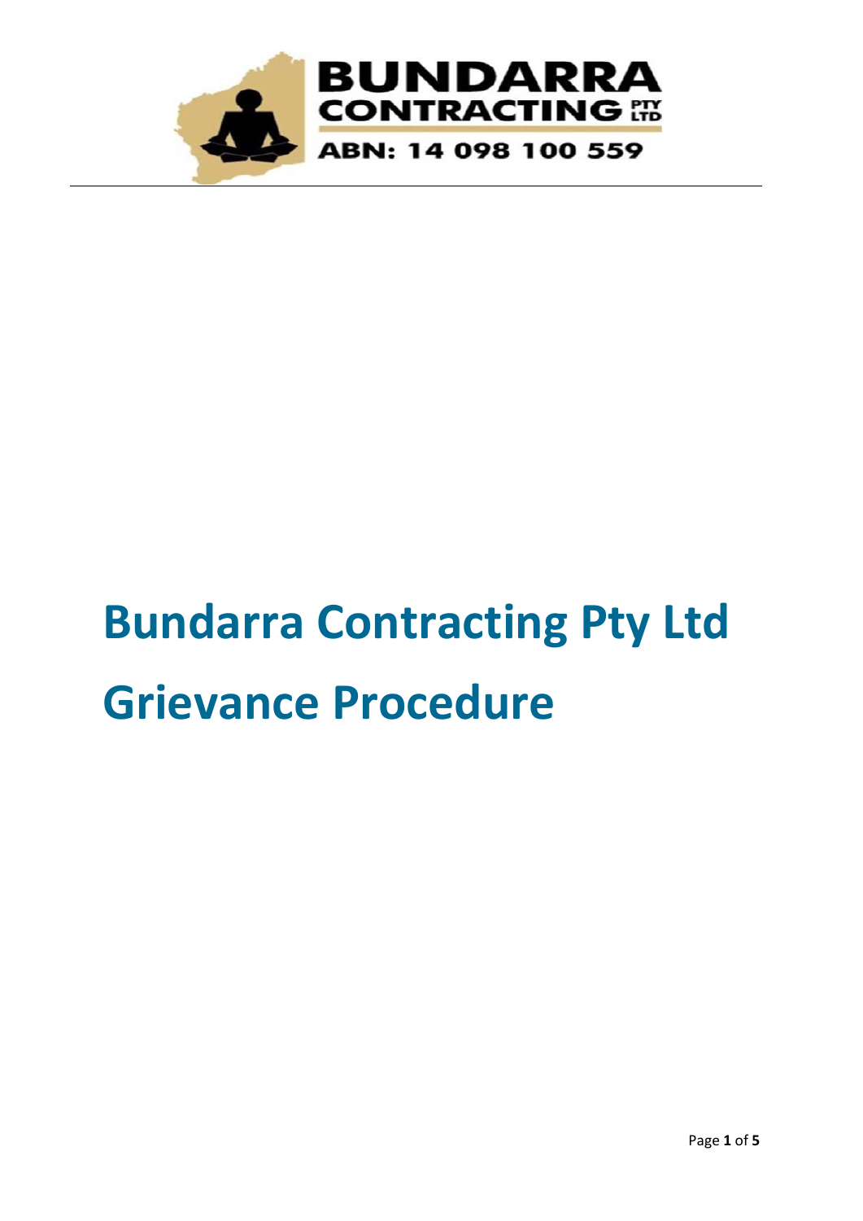BUNDARRA CONTRACTING PTY LTD

ABN: 14 098 100 559

# Bundarra Contracting Pty Ltd Grievance Procedure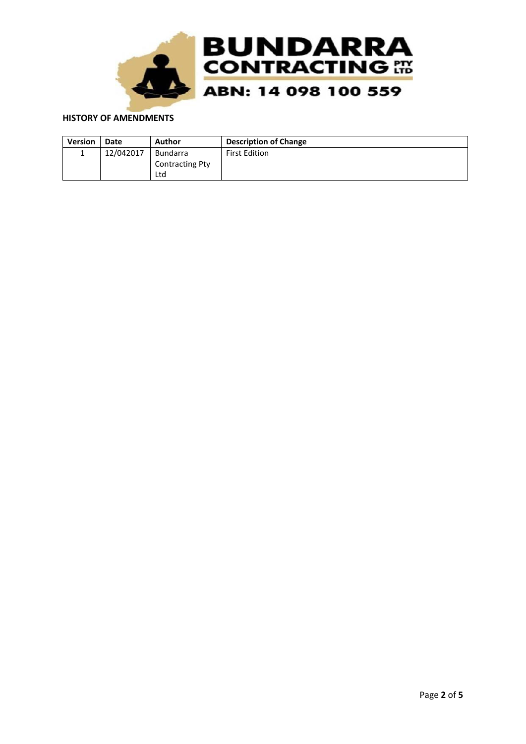**HISTORY OF AMENDMENTS**

| Version | Date | Author | Description of Change |
|---|---|---|---|
| 1 | 12/042017 | Bundarra Contracting Pty Ltd | First Edition |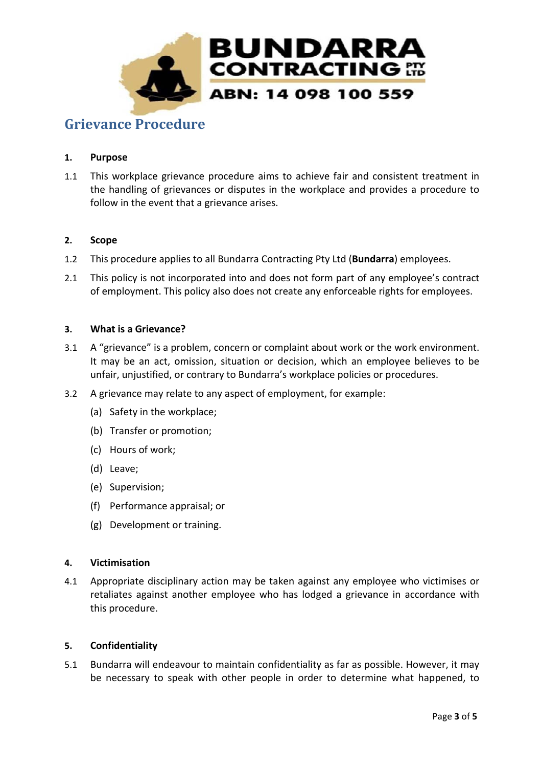**BUNDARRA CONTRACTING PTY LTD**

**ABN: 14 098 100 559**

# Grievance Procedure

**1. Purpose**

1.1 This workplace grievance procedure aims to achieve fair and consistent treatment in the handling of grievances or disputes in the workplace and provides a procedure to follow in the event that a grievance arises.

**2. Scope**

1.2 This procedure applies to all Bundarra Contracting Pty Ltd (**Bundarra**) employees.

2.1 This policy is not incorporated into and does not form part of any employee's contract of employment. This policy also does not create any enforceable rights for employees.

**3. What is a Grievance?**

3.1 A "grievance" is a problem, concern or complaint about work or the work environment. It may be an act, omission, situation or decision, which an employee believes to be unfair, unjustified, or contrary to Bundarra's workplace policies or procedures.

3.2 A grievance may relate to any aspect of employment, for example:

(a) Safety in the workplace;

(b) Transfer or promotion;

(c) Hours of work;

(d) Leave;

(e) Supervision;

(f) Performance appraisal; or

(g) Development or training.

**4. Victimisation**

4.1 Appropriate disciplinary action may be taken against any employee who victimises or retaliates against another employee who has lodged a grievance in accordance with this procedure.

**5. Confidentiality**

5.1 Bundarra will endeavour to maintain confidentiality as far as possible. However, it may be necessary to speak with other people in order to determine what happened, to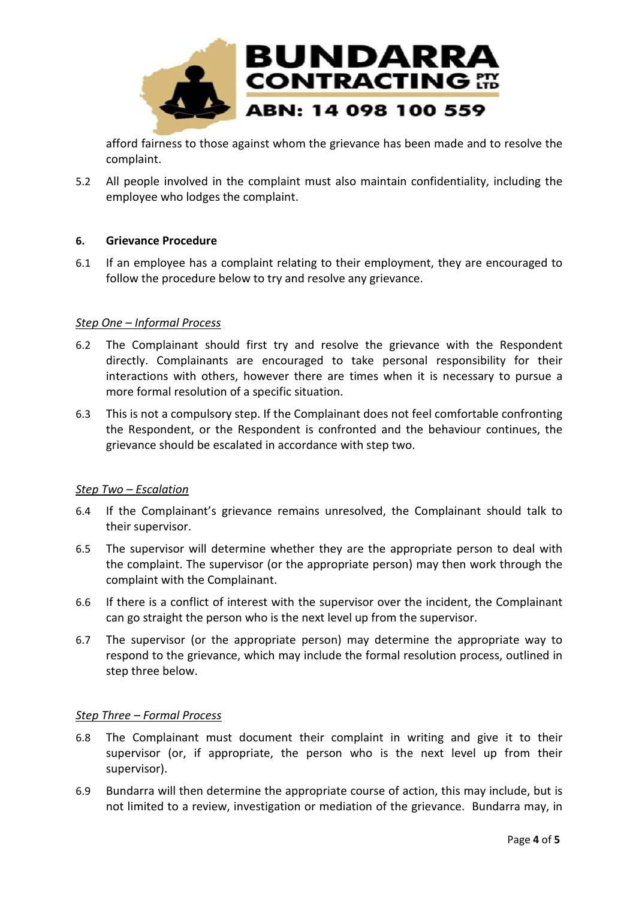afford fairness to those against whom the grievance has been made and to resolve the complaint.

5.2 All people involved in the complaint must also maintain confidentiality, including the employee who lodges the complaint.

## 6. Grievance Procedure

6.1 If an employee has a complaint relating to their employment, they are encouraged to follow the procedure below to try and resolve any grievance.

*Step One – Informal Process*

6.2 The Complainant should first try and resolve the grievance with the Respondent directly. Complainants are encouraged to take personal responsibility for their interactions with others, however there are times when it is necessary to pursue a more formal resolution of a specific situation.

6.3 This is not a compulsory step. If the Complainant does not feel comfortable confronting the Respondent, or the Respondent is confronted and the behaviour continues, the grievance should be escalated in accordance with step two.

*Step Two – Escalation*

6.4 If the Complainant's grievance remains unresolved, the Complainant should talk to their supervisor.

6.5 The supervisor will determine whether they are the appropriate person to deal with the complaint. The supervisor (or the appropriate person) may then work through the complaint with the Complainant.

6.6 If there is a conflict of interest with the supervisor over the incident, the Complainant can go straight the person who is the next level up from the supervisor.

6.7 The supervisor (or the appropriate person) may determine the appropriate way to respond to the grievance, which may include the formal resolution process, outlined in step three below.

*Step Three – Formal Process*

6.8 The Complainant must document their complaint in writing and give it to their supervisor (or, if appropriate, the person who is the next level up from their supervisor).

6.9 Bundarra will then determine the appropriate course of action, this may include, but is not limited to a review, investigation or mediation of the grievance. Bundarra may, in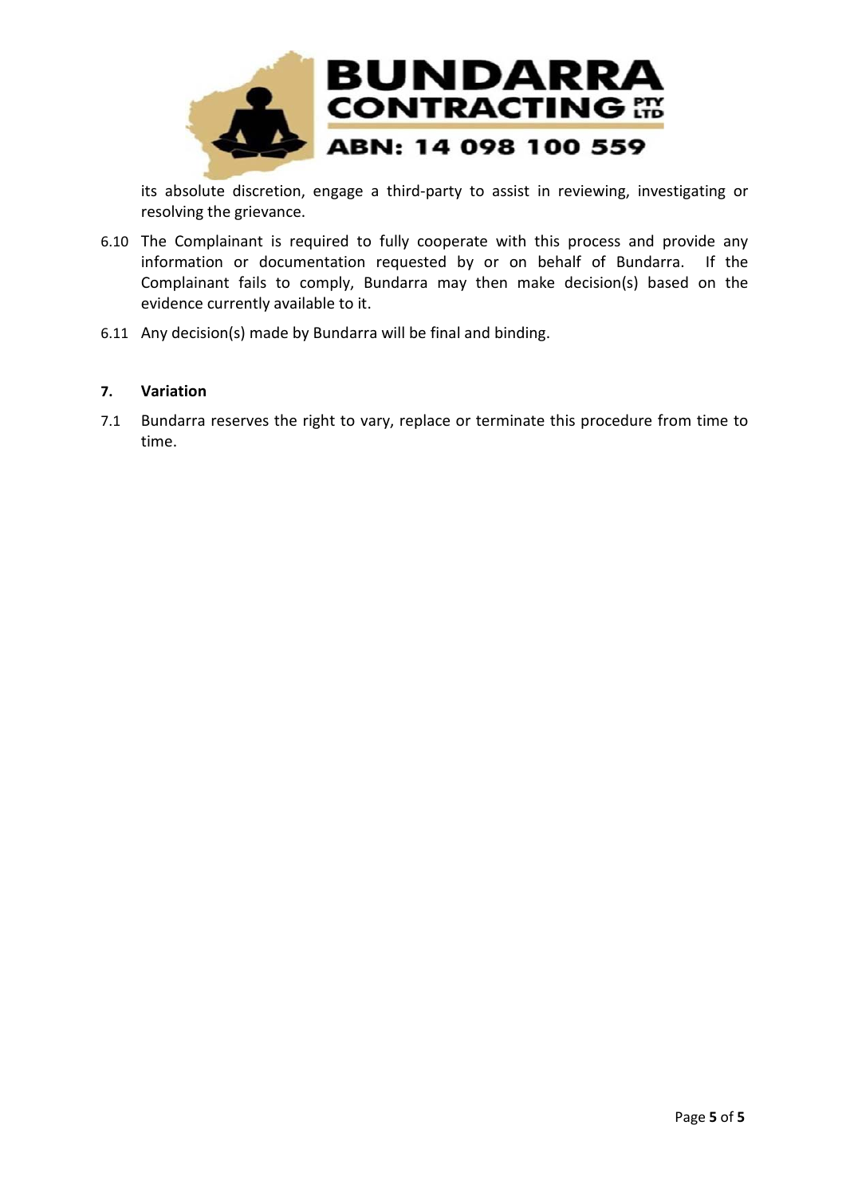its absolute discretion, engage a third-party to assist in reviewing, investigating or resolving the grievance.

6.10 The Complainant is required to fully cooperate with this process and provide any information or documentation requested by or on behalf of Bundarra. If the Complainant fails to comply, Bundarra may then make decision(s) based on the evidence currently available to it.

6.11 Any decision(s) made by Bundarra will be final and binding.

## 7. Variation

7.1 Bundarra reserves the right to vary, replace or terminate this procedure from time to time.